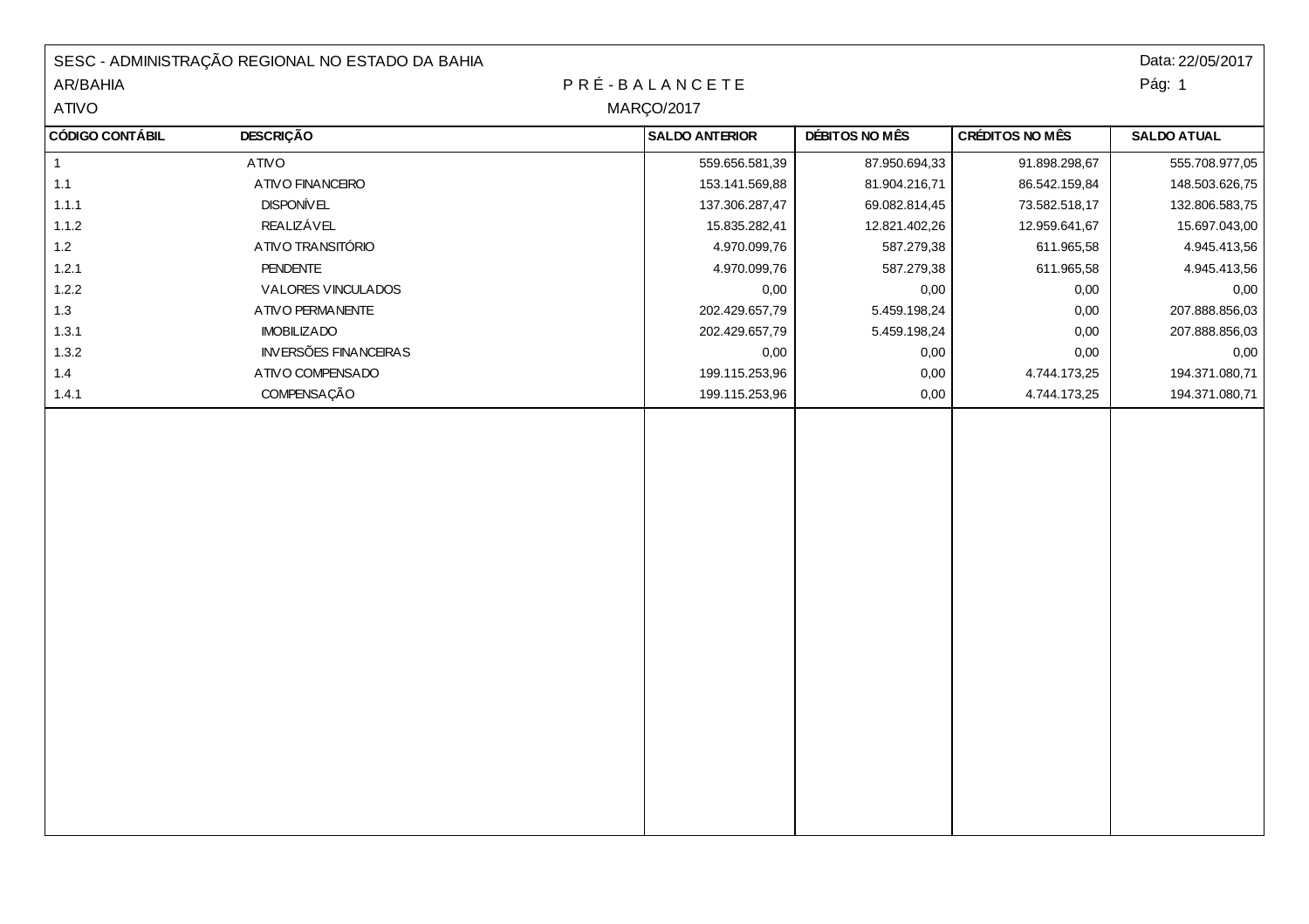SESC - ADMINISTRAÇÃO REGIONAL NO ESTADO DA BAHIA

AR/BAHIA

ATIVO

Data: 22/05/2017

# P R É - B A L A N C E T E

MARÇO/2017

| CÓDIGO CONTÁBIL | DESCRIÇÃO | SALDO ANTERIOR | DÉBITOS NO MÊS | CRÉDITOS NO MÊS | SALDO ATUAL |
|---|---|---|---|---|---|
| 1 | ATIVO | 559.656.581,39 | 87.950.694,33 | 91.898.298,67 | 555.708.977,05 |
| 1.1 | ATIVO FINANCEIRO | 153.141.569,88 | 81.904.216,71 | 86.542.159,84 | 148.503.626,75 |
| 1.1.1 | DISPONÍVEL | 137.306.287,47 | 69.082.814,45 | 73.582.518,17 | 132.806.583,75 |
| 1.1.2 | REALIZÁVEL | 15.835.282,41 | 12.821.402,26 | 12.959.641,67 | 15.697.043,00 |
| 1.2 | ATIVO TRANSITÓRIO | 4.970.099,76 | 587.279,38 | 611.965,58 | 4.945.413,56 |
| 1.2.1 | PENDENTE | 4.970.099,76 | 587.279,38 | 611.965,58 | 4.945.413,56 |
| 1.2.2 | VALORES VINCULADOS | 0,00 | 0,00 | 0,00 | 0,00 |
| 1.3 | ATIVO PERMANENTE | 202.429.657,79 | 5.459.198,24 | 0,00 | 207.888.856,03 |
| 1.3.1 | IMOBILIZADO | 202.429.657,79 | 5.459.198,24 | 0,00 | 207.888.856,03 |
| 1.3.2 | INVERSÕES FINANCEIRAS | 0,00 | 0,00 | 0,00 | 0,00 |
| 1.4 | ATIVO COMPENSADO | 199.115.253,96 | 0,00 | 4.744.173,25 | 194.371.080,71 |
| 1.4.1 | COMPENSAÇÃO | 199.115.253,96 | 0,00 | 4.744.173,25 | 194.371.080,71 |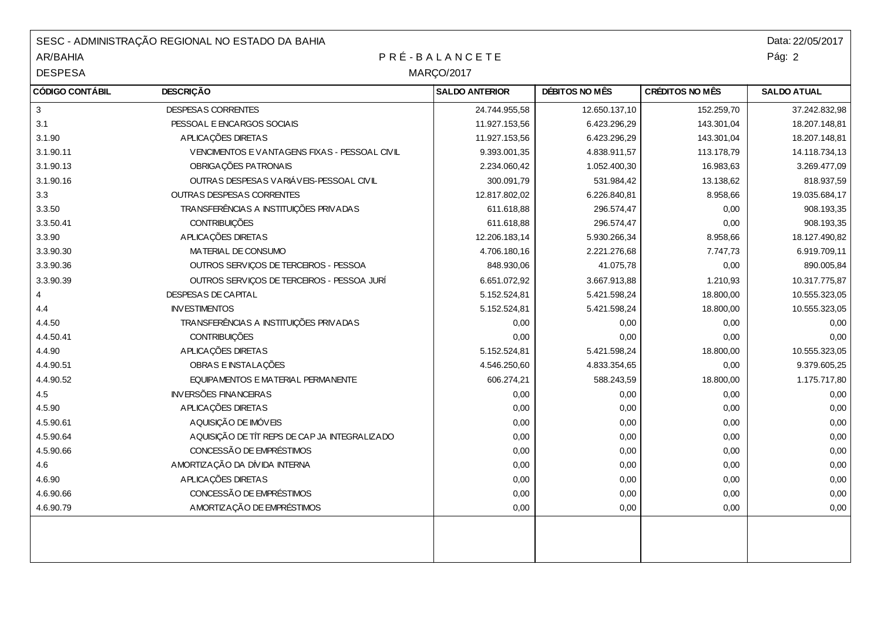SESC - ADMINISTRAÇÃO REGIONAL NO ESTADO DA BAHIA

AR/BAHIA

DESPESA

# P R É - B A L A N C E T E

MARÇO/2017

Data: 22/05/2017

| CÓDIGO CONTÁBIL | DESCRIÇÃO | SALDO ANTERIOR | DÉBITOS NO MÊS | CRÉDITOS NO MÊS | SALDO ATUAL |
|---|---|---|---|---|---|
| 3 | DESPESAS CORRENTES | 24.744.955,58 | 12.650.137,10 | 152.259,70 | 37.242.832,98 |
| 3.1 | PESSOAL E ENCARGOS SOCIAIS | 11.927.153,56 | 6.423.296,29 | 143.301,04 | 18.207.148,81 |
| 3.1.90 | APLICAÇÕES DIRETAS | 11.927.153,56 | 6.423.296,29 | 143.301,04 | 18.207.148,81 |
| 3.1.90.11 | VENCIMENTOS E VANTAGENS FIXAS - PESSOAL CIVIL | 9.393.001,35 | 4.838.911,57 | 113.178,79 | 14.118.734,13 |
| 3.1.90.13 | OBRIGAÇÕES PATRONAIS | 2.234.060,42 | 1.052.400,30 | 16.983,63 | 3.269.477,09 |
| 3.1.90.16 | OUTRAS DESPESAS VARIÁVEIS-PESSOAL CIVIL | 300.091,79 | 531.984,42 | 13.138,62 | 818.937,59 |
| 3.3 | OUTRAS DESPESAS CORRENTES | 12.817.802,02 | 6.226.840,81 | 8.958,66 | 19.035.684,17 |
| 3.3.50 | TRANSFERÊNCIAS A INSTITUIÇÕES PRIVADAS | 611.618,88 | 296.574,47 | 0,00 | 908.193,35 |
| 3.3.50.41 | CONTRIBUIÇÕES | 611.618,88 | 296.574,47 | 0,00 | 908.193,35 |
| 3.3.90 | APLICAÇÕES DIRETAS | 12.206.183,14 | 5.930.266,34 | 8.958,66 | 18.127.490,82 |
| 3.3.90.30 | MATERIAL DE CONSUMO | 4.706.180,16 | 2.221.276,68 | 7.747,73 | 6.919.709,11 |
| 3.3.90.36 | OUTROS SERVIÇOS DE TERCEIROS - PESSOA | 848.930,06 | 41.075,78 | 0,00 | 890.005,84 |
| 3.3.90.39 | OUTROS SERVIÇOS DE TERCEIROS - PESSOA JURÍ | 6.651.072,92 | 3.667.913,88 | 1.210,93 | 10.317.775,87 |
| 4 | DESPESAS DE CAPITAL | 5.152.524,81 | 5.421.598,24 | 18.800,00 | 10.555.323,05 |
| 4.4 | INVESTIMENTOS | 5.152.524,81 | 5.421.598,24 | 18.800,00 | 10.555.323,05 |
| 4.4.50 | TRANSFERÊNCIAS A INSTITUIÇÕES PRIVADAS | 0,00 | 0,00 | 0,00 | 0,00 |
| 4.4.50.41 | CONTRIBUIÇÕES | 0,00 | 0,00 | 0,00 | 0,00 |
| 4.4.90 | APLICAÇÕES DIRETAS | 5.152.524,81 | 5.421.598,24 | 18.800,00 | 10.555.323,05 |
| 4.4.90.51 | OBRAS E INSTALAÇÕES | 4.546.250,60 | 4.833.354,65 | 0,00 | 9.379.605,25 |
| 4.4.90.52 | EQUIPAMENTOS E MATERIAL PERMANENTE | 606.274,21 | 588.243,59 | 18.800,00 | 1.175.717,80 |
| 4.5 | INVERSÕES FINANCEIRAS | 0,00 | 0,00 | 0,00 | 0,00 |
| 4.5.90 | APLICAÇÕES DIRETAS | 0,00 | 0,00 | 0,00 | 0,00 |
| 4.5.90.61 | AQUISIÇÃO DE IMÓVEIS | 0,00 | 0,00 | 0,00 | 0,00 |
| 4.5.90.64 | AQUISIÇÃO DE TÍT REPS DE CAP JA INTEGRALIZADO | 0,00 | 0,00 | 0,00 | 0,00 |
| 4.5.90.66 | CONCESSÃO DE EMPRÉSTIMOS | 0,00 | 0,00 | 0,00 | 0,00 |
| 4.6 | AMORTIZAÇÃO DA DÍVIDA INTERNA | 0,00 | 0,00 | 0,00 | 0,00 |
| 4.6.90 | APLICAÇÕES DIRETAS | 0,00 | 0,00 | 0,00 | 0,00 |
| 4.6.90.66 | CONCESSÃO DE EMPRÉSTIMOS | 0,00 | 0,00 | 0,00 | 0,00 |
| 4.6.90.79 | AMORTIZAÇÃO DE EMPRÉSTIMOS | 0,00 | 0,00 | 0,00 | 0,00 |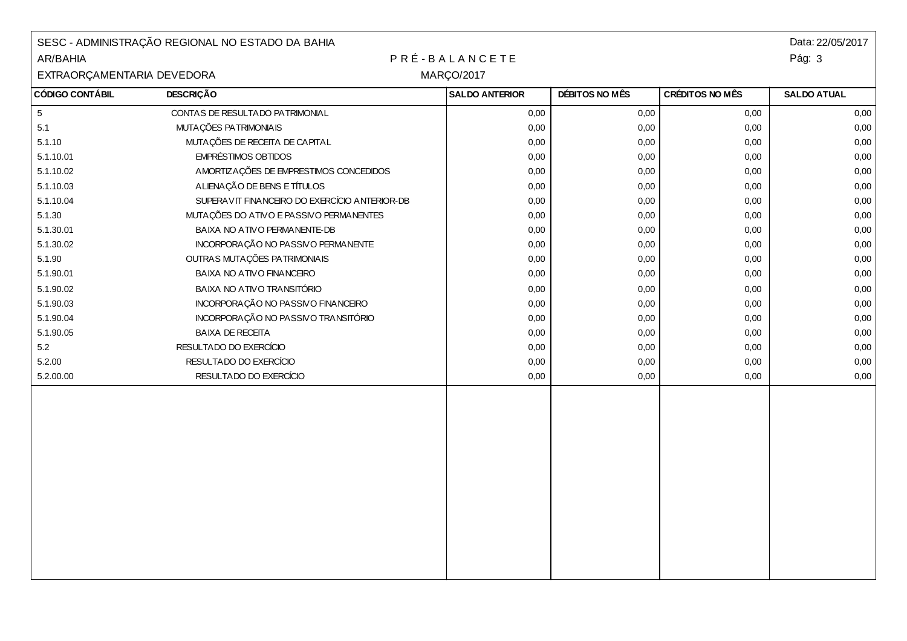SESC - ADMINISTRAÇÃO REGIONAL NO ESTADO DA BAHIA
Data: 22/05/2017

AR/BAHIA

# P R É - B A L A N C E T E

EXTRAORÇAMENTARIA DEVEDORA

MARÇO/2017

| CÓDIGO CONTÁBIL | DESCRIÇÃO | SALDO ANTERIOR | DÉBITOS NO MÊS | CRÉDITOS NO MÊS | SALDO ATUAL |
|---|---|---|---|---|---|
| 5 | CONTAS DE RESULTADO PATRIMONIAL | 0,00 | 0,00 | 0,00 | 0,00 |
| 5.1 | MUTAÇÕES PATRIMONIAIS | 0,00 | 0,00 | 0,00 | 0,00 |
| 5.1.10 | MUTAÇÕES DE RECEITA DE CAPITAL | 0,00 | 0,00 | 0,00 | 0,00 |
| 5.1.10.01 | EMPRÉSTIMOS OBTIDOS | 0,00 | 0,00 | 0,00 | 0,00 |
| 5.1.10.02 | AMORTIZAÇÕES DE EMPRESTIMOS CONCEDIDOS | 0,00 | 0,00 | 0,00 | 0,00 |
| 5.1.10.03 | ALIENAÇÃO DE BENS E TÍTULOS | 0,00 | 0,00 | 0,00 | 0,00 |
| 5.1.10.04 | SUPERAVIT FINANCEIRO DO EXERCÍCIO ANTERIOR-DB | 0,00 | 0,00 | 0,00 | 0,00 |
| 5.1.30 | MUTAÇÕES DO ATIVO E PASSIVO PERMANENTES | 0,00 | 0,00 | 0,00 | 0,00 |
| 5.1.30.01 | BAIXA NO ATIVO PERMANENTE-DB | 0,00 | 0,00 | 0,00 | 0,00 |
| 5.1.30.02 | INCORPORAÇÃO NO PASSIVO PERMANENTE | 0,00 | 0,00 | 0,00 | 0,00 |
| 5.1.90 | OUTRAS MUTAÇÕES PATRIMONIAIS | 0,00 | 0,00 | 0,00 | 0,00 |
| 5.1.90.01 | BAIXA NO ATIVO FINANCEIRO | 0,00 | 0,00 | 0,00 | 0,00 |
| 5.1.90.02 | BAIXA NO ATIVO TRANSITÓRIO | 0,00 | 0,00 | 0,00 | 0,00 |
| 5.1.90.03 | INCORPORAÇÃO NO PASSIVO FINANCEIRO | 0,00 | 0,00 | 0,00 | 0,00 |
| 5.1.90.04 | INCORPORAÇÃO NO PASSIVO TRANSITÓRIO | 0,00 | 0,00 | 0,00 | 0,00 |
| 5.1.90.05 | BAIXA DE RECEITA | 0,00 | 0,00 | 0,00 | 0,00 |
| 5.2 | RESULTADO DO EXERCÍCIO | 0,00 | 0,00 | 0,00 | 0,00 |
| 5.2.00 | RESULTADO DO EXERCÍCIO | 0,00 | 0,00 | 0,00 | 0,00 |
| 5.2.00.00 | RESULTADO DO EXERCÍCIO | 0,00 | 0,00 | 0,00 | 0,00 |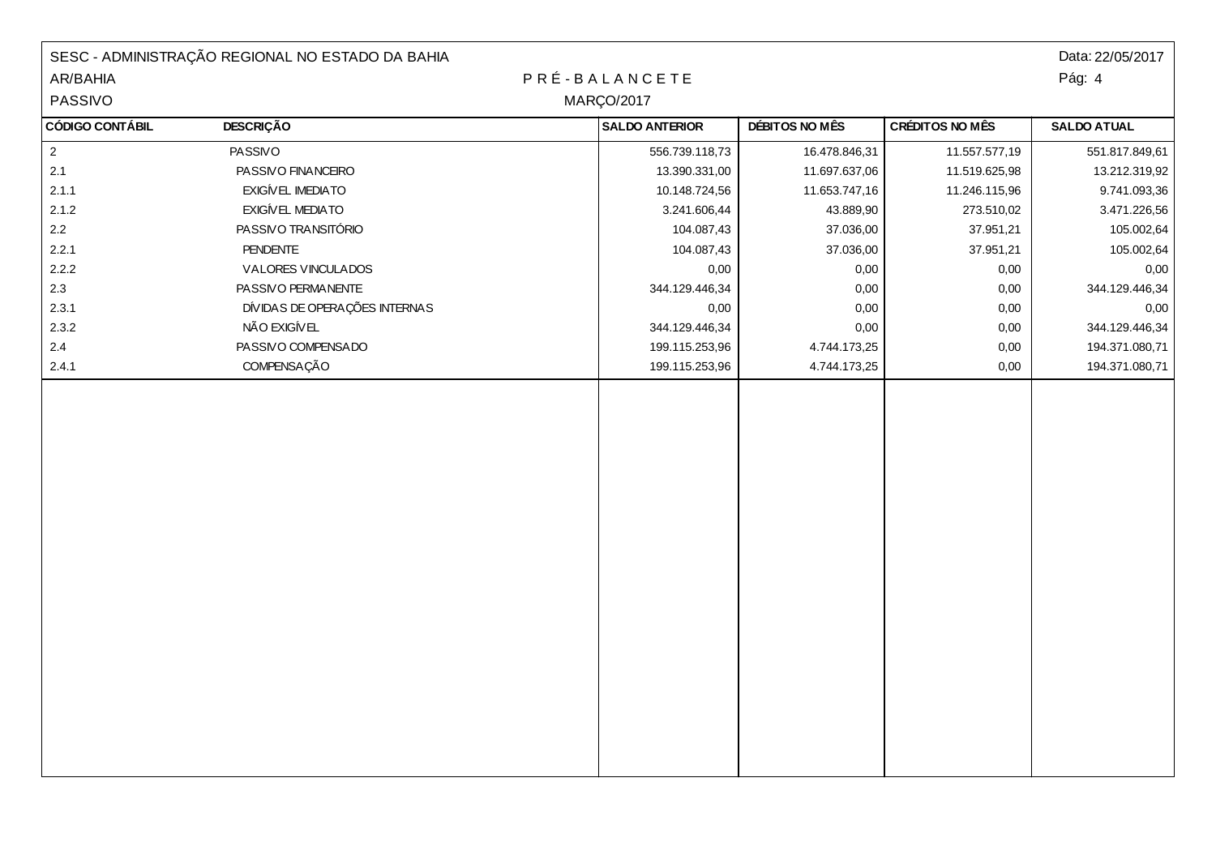SESC - ADMINISTRAÇÃO REGIONAL NO ESTADO DA BAHIA
AR/BAHIA
PASSIVO

Data: 22/05/2017

# P R É - B A L A N C E T E

MARÇO/2017

| CÓDIGO CONTÁBIL | DESCRIÇÃO | SALDO ANTERIOR | DÉBITOS NO MÊS | CRÉDITOS NO MÊS | SALDO ATUAL |
|---|---|---|---|---|---|
| 2 | PASSIVO | 556.739.118,73 | 16.478.846,31 | 11.557.577,19 | 551.817.849,61 |
| 2.1 | PASSIVO FINANCEIRO | 13.390.331,00 | 11.697.637,06 | 11.519.625,98 | 13.212.319,92 |
| 2.1.1 | EXIGÍVEL IMEDIATO | 10.148.724,56 | 11.653.747,16 | 11.246.115,96 | 9.741.093,36 |
| 2.1.2 | EXIGÍVEL MEDIATO | 3.241.606,44 | 43.889,90 | 273.510,02 | 3.471.226,56 |
| 2.2 | PASSIVO TRANSITÓRIO | 104.087,43 | 37.036,00 | 37.951,21 | 105.002,64 |
| 2.2.1 | PENDENTE | 104.087,43 | 37.036,00 | 37.951,21 | 105.002,64 |
| 2.2.2 | VALORES VINCULADOS | 0,00 | 0,00 | 0,00 | 0,00 |
| 2.3 | PASSIVO PERMANENTE | 344.129.446,34 | 0,00 | 0,00 | 344.129.446,34 |
| 2.3.1 | DÍVIDAS DE OPERAÇÕES INTERNAS | 0,00 | 0,00 | 0,00 | 0,00 |
| 2.3.2 | NÃO EXIGÍVEL | 344.129.446,34 | 0,00 | 0,00 | 344.129.446,34 |
| 2.4 | PASSIVO COMPENSADO | 199.115.253,96 | 4.744.173,25 | 0,00 | 194.371.080,71 |
| 2.4.1 | COMPENSAÇÃO | 199.115.253,96 | 4.744.173,25 | 0,00 | 194.371.080,71 |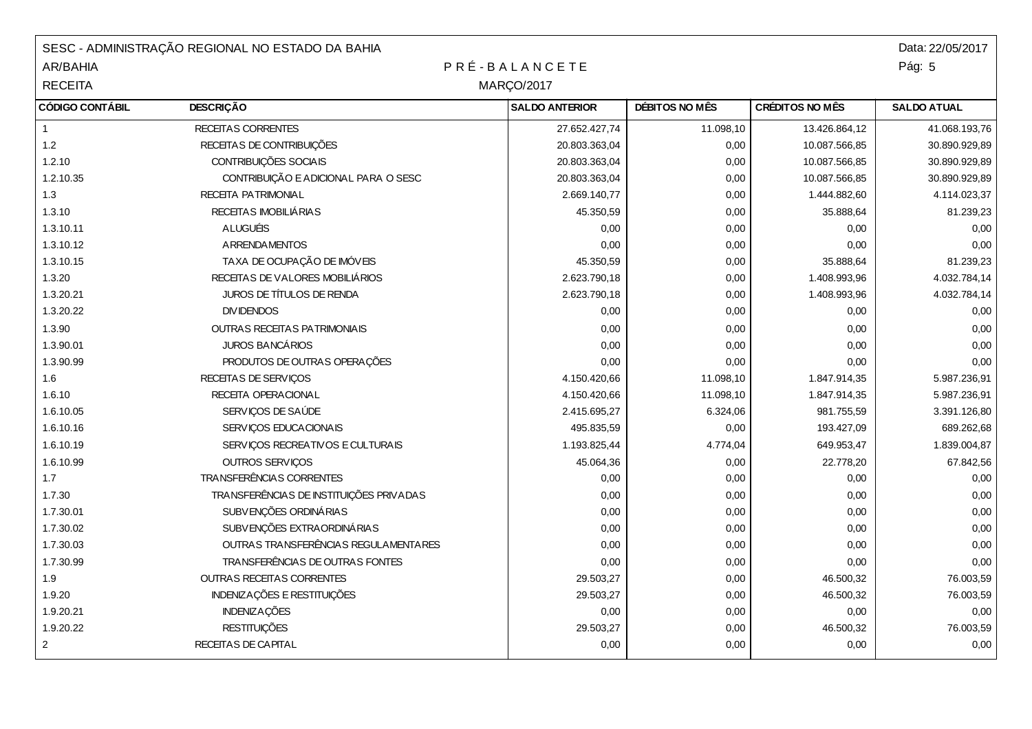SESC - ADMINISTRAÇÃO REGIONAL NO ESTADO DA BAHIA

AR/BAHIA

RECEITA

Data: 22/05/2017

# P R É - B A L A N C E T E

MARÇO/2017

| CÓDIGO CONTÁBIL | DESCRIÇÃO | SALDO ANTERIOR | DÉBITOS NO MÊS | CRÉDITOS NO MÊS | SALDO ATUAL |
|---|---|---|---|---|---|
| 1 | RECEITAS CORRENTES | 27.652.427,74 | 11.098,10 | 13.426.864,12 | 41.068.193,76 |
| 1.2 | RECEITAS DE CONTRIBUIÇÕES | 20.803.363,04 | 0,00 | 10.087.566,85 | 30.890.929,89 |
| 1.2.10 | CONTRIBUIÇÕES SOCIAIS | 20.803.363,04 | 0,00 | 10.087.566,85 | 30.890.929,89 |
| 1.2.10.35 | CONTRIBUIÇÃO E ADICIONAL PARA O SESC | 20.803.363,04 | 0,00 | 10.087.566,85 | 30.890.929,89 |
| 1.3 | RECEITA PATRIMONIAL | 2.669.140,77 | 0,00 | 1.444.882,60 | 4.114.023,37 |
| 1.3.10 | RECEITAS IMOBILIÁRIAS | 45.350,59 | 0,00 | 35.888,64 | 81.239,23 |
| 1.3.10.11 | ALUGUÉIS | 0,00 | 0,00 | 0,00 | 0,00 |
| 1.3.10.12 | ARRENDAMENTOS | 0,00 | 0,00 | 0,00 | 0,00 |
| 1.3.10.15 | TAXA DE OCUPAÇÃO DE IMÓVEIS | 45.350,59 | 0,00 | 35.888,64 | 81.239,23 |
| 1.3.20 | RECEITAS DE VALORES MOBILIÁRIOS | 2.623.790,18 | 0,00 | 1.408.993,96 | 4.032.784,14 |
| 1.3.20.21 | JUROS DE TÍTULOS DE RENDA | 2.623.790,18 | 0,00 | 1.408.993,96 | 4.032.784,14 |
| 1.3.20.22 | DIVIDENDOS | 0,00 | 0,00 | 0,00 | 0,00 |
| 1.3.90 | OUTRAS RECEITAS PATRIMONIAIS | 0,00 | 0,00 | 0,00 | 0,00 |
| 1.3.90.01 | JUROS BANCÁRIOS | 0,00 | 0,00 | 0,00 | 0,00 |
| 1.3.90.99 | PRODUTOS DE OUTRAS OPERAÇÕES | 0,00 | 0,00 | 0,00 | 0,00 |
| 1.6 | RECEITAS DE SERVIÇOS | 4.150.420,66 | 11.098,10 | 1.847.914,35 | 5.987.236,91 |
| 1.6.10 | RECEITA OPERACIONAL | 4.150.420,66 | 11.098,10 | 1.847.914,35 | 5.987.236,91 |
| 1.6.10.05 | SERVIÇOS DE SAÚDE | 2.415.695,27 | 6.324,06 | 981.755,59 | 3.391.126,80 |
| 1.6.10.16 | SERVIÇOS EDUCACIONAIS | 495.835,59 | 0,00 | 193.427,09 | 689.262,68 |
| 1.6.10.19 | SERVIÇOS RECREATIVOS E CULTURAIS | 1.193.825,44 | 4.774,04 | 649.953,47 | 1.839.004,87 |
| 1.6.10.99 | OUTROS SERVIÇOS | 45.064,36 | 0,00 | 22.778,20 | 67.842,56 |
| 1.7 | TRANSFERÊNCIAS CORRENTES | 0,00 | 0,00 | 0,00 | 0,00 |
| 1.7.30 | TRANSFERÊNCIAS DE INSTITUIÇÕES PRIVADAS | 0,00 | 0,00 | 0,00 | 0,00 |
| 1.7.30.01 | SUBVENÇÕES ORDINÁRIAS | 0,00 | 0,00 | 0,00 | 0,00 |
| 1.7.30.02 | SUBVENÇÕES EXTRAORDINÁRIAS | 0,00 | 0,00 | 0,00 | 0,00 |
| 1.7.30.03 | OUTRAS TRANSFERÊNCIAS REGULAMENTARES | 0,00 | 0,00 | 0,00 | 0,00 |
| 1.7.30.99 | TRANSFERÊNCIAS DE OUTRAS FONTES | 0,00 | 0,00 | 0,00 | 0,00 |
| 1.9 | OUTRAS RECEITAS CORRENTES | 29.503,27 | 0,00 | 46.500,32 | 76.003,59 |
| 1.9.20 | INDENIZAÇÕES E RESTITUIÇÕES | 29.503,27 | 0,00 | 46.500,32 | 76.003,59 |
| 1.9.20.21 | INDENIZAÇÕES | 0,00 | 0,00 | 0,00 | 0,00 |
| 1.9.20.22 | RESTITUIÇÕES | 29.503,27 | 0,00 | 46.500,32 | 76.003,59 |
| 2 | RECEITAS DE CAPITAL | 0,00 | 0,00 | 0,00 | 0,00 |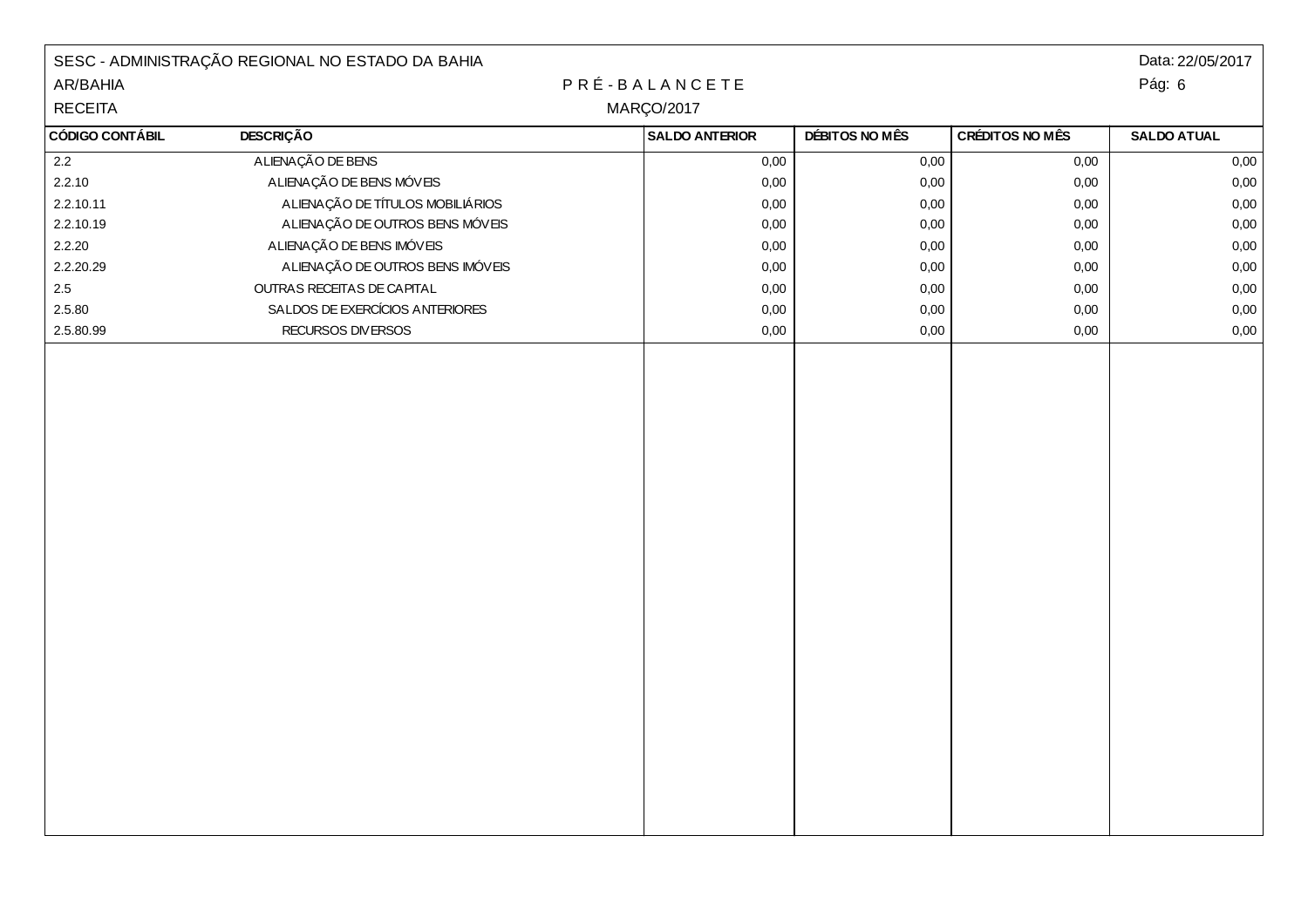SESC - ADMINISTRAÇÃO REGIONAL NO ESTADO DA BAHIA
AR/BAHIA
RECEITA

Data: 22/05/2017

# P R É - B A L A N C E T E

MARÇO/2017

| CÓDIGO CONTÁBIL | DESCRIÇÃO | SALDO ANTERIOR | DÉBITOS NO MÊS | CRÉDITOS NO MÊS | SALDO ATUAL |
|---|---|---|---|---|---|
| 2.2 | ALIENAÇÃO DE BENS | 0,00 | 0,00 | 0,00 | 0,00 |
| 2.2.10 | ALIENAÇÃO DE BENS MÓVEIS | 0,00 | 0,00 | 0,00 | 0,00 |
| 2.2.10.11 | ALIENAÇÃO DE TÍTULOS MOBILIÁRIOS | 0,00 | 0,00 | 0,00 | 0,00 |
| 2.2.10.19 | ALIENAÇÃO DE OUTROS BENS MÓVEIS | 0,00 | 0,00 | 0,00 | 0,00 |
| 2.2.20 | ALIENAÇÃO DE BENS IMÓVEIS | 0,00 | 0,00 | 0,00 | 0,00 |
| 2.2.20.29 | ALIENAÇÃO DE OUTROS BENS IMÓVEIS | 0,00 | 0,00 | 0,00 | 0,00 |
| 2.5 | OUTRAS RECEITAS DE CAPITAL | 0,00 | 0,00 | 0,00 | 0,00 |
| 2.5.80 | SALDOS DE EXERCÍCIOS ANTERIORES | 0,00 | 0,00 | 0,00 | 0,00 |
| 2.5.80.99 | RECURSOS DIVERSOS | 0,00 | 0,00 | 0,00 | 0,00 |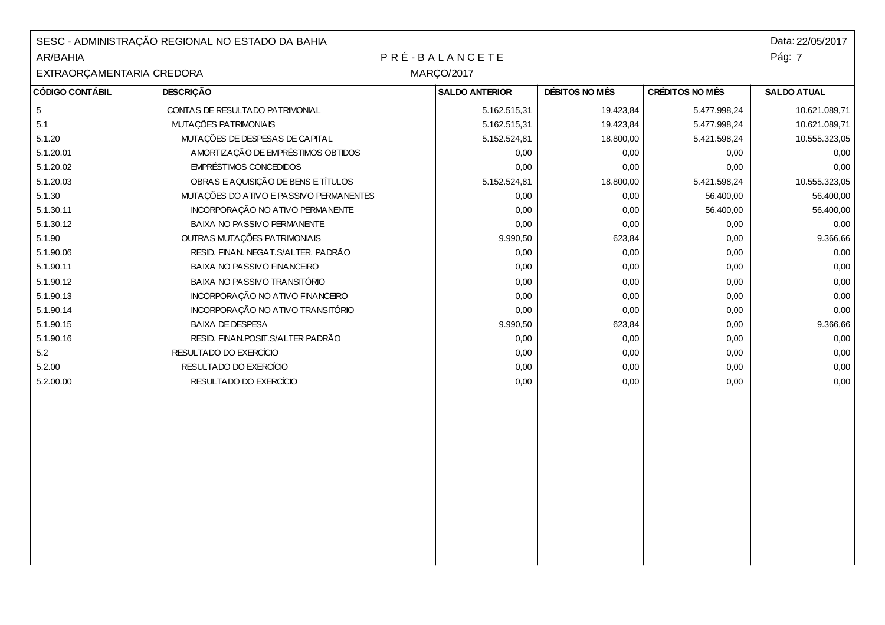SESC - ADMINISTRAÇÃO REGIONAL NO ESTADO DA BAHIA

Data: 22/05/2017

AR/BAHIA

# P R É - B A L A N C E T E

EXTRAORÇAMENTARIA CREDORA

MARÇO/2017

| CÓDIGO CONTÁBIL | DESCRIÇÃO | SALDO ANTERIOR | DÉBITOS NO MÊS | CRÉDITOS NO MÊS | SALDO ATUAL |
|---|---|---|---|---|---|
| 5 | CONTAS DE RESULTADO PATRIMONIAL | 5.162.515,31 | 19.423,84 | 5.477.998,24 | 10.621.089,71 |
| 5.1 | MUTAÇÕES PATRIMONIAIS | 5.162.515,31 | 19.423,84 | 5.477.998,24 | 10.621.089,71 |
| 5.1.20 | MUTAÇÕES DE DESPESAS DE CAPITAL | 5.152.524,81 | 18.800,00 | 5.421.598,24 | 10.555.323,05 |
| 5.1.20.01 | AMORTIZAÇÃO DE EMPRÉSTIMOS OBTIDOS | 0,00 | 0,00 | 0,00 | 0,00 |
| 5.1.20.02 | EMPRÉSTIMOS CONCEDIDOS | 0,00 | 0,00 | 0,00 | 0,00 |
| 5.1.20.03 | OBRAS E AQUISIÇÃO DE BENS E TÍTULOS | 5.152.524,81 | 18.800,00 | 5.421.598,24 | 10.555.323,05 |
| 5.1.30 | MUTAÇÕES DO ATIVO E PASSIVO PERMANENTES | 0,00 | 0,00 | 56.400,00 | 56.400,00 |
| 5.1.30.11 | INCORPORAÇÃO NO ATIVO PERMANENTE | 0,00 | 0,00 | 56.400,00 | 56.400,00 |
| 5.1.30.12 | BAIXA NO PASSIVO PERMANENTE | 0,00 | 0,00 | 0,00 | 0,00 |
| 5.1.90 | OUTRAS MUTAÇÕES PATRIMONIAIS | 9.990,50 | 623,84 | 0,00 | 9.366,66 |
| 5.1.90.06 | RESID. FINAN. NEGAT.S/ALTER. PADRÃO | 0,00 | 0,00 | 0,00 | 0,00 |
| 5.1.90.11 | BAIXA NO PASSIVO FINANCEIRO | 0,00 | 0,00 | 0,00 | 0,00 |
| 5.1.90.12 | BAIXA NO PASSIVO TRANSITÓRIO | 0,00 | 0,00 | 0,00 | 0,00 |
| 5.1.90.13 | INCORPORAÇÃO NO ATIVO FINANCEIRO | 0,00 | 0,00 | 0,00 | 0,00 |
| 5.1.90.14 | INCORPORAÇÃO NO ATIVO TRANSITÓRIO | 0,00 | 0,00 | 0,00 | 0,00 |
| 5.1.90.15 | BAIXA DE DESPESA | 9.990,50 | 623,84 | 0,00 | 9.366,66 |
| 5.1.90.16 | RESID. FINAN.POSIT.S/ALTER PADRÃO | 0,00 | 0,00 | 0,00 | 0,00 |
| 5.2 | RESULTADO DO EXERCÍCIO | 0,00 | 0,00 | 0,00 | 0,00 |
| 5.2.00 | RESULTADO DO EXERCÍCIO | 0,00 | 0,00 | 0,00 | 0,00 |
| 5.2.00.00 | RESULTADO DO EXERCÍCIO | 0,00 | 0,00 | 0,00 | 0,00 |